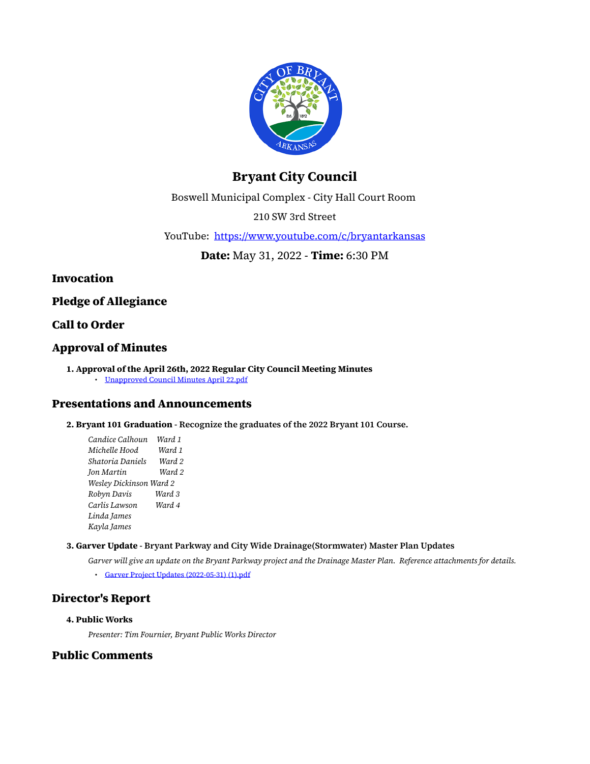# Bryant City Council

Boswell Municipal Complex - City Hall Court Room

210 SW 3rd Street

YouTube: [https://www.youtube.com/c/bryantarkansas](https://www.youtube.com/c/bryantarkansas)

**Date:** May 31, 2022 - **Time:** 6:30 PM

## Invocation

## Pledge of Allegiance

## Call to Order

## Approval of Minutes

**1. Approval of the April 26th, 2022 Regular City Council Meeting Minutes**

- Unapproved Council Minutes April 22.pdf

## Presentations and Announcements

**2. Bryant 101 Graduation - Recognize the graduates of the 2022 Bryant 101 Course.**

*Candice Calhoun Ward 1*
*Michelle Hood Ward 1*
*Shatoria Daniels Ward 2*
*Jon Martin Ward 2*
*Wesley Dickinson Ward 2*
*Robyn Davis Ward 3*
*Carlis Lawson Ward 4*
*Linda James*
*Kayla James*

**3. Garver Update - Bryant Parkway and City Wide Drainage(Stormwater) Master Plan Updates**

*Garver will give an update on the Bryant Parkway project and the Drainage Master Plan. Reference attachments for details.*

- Garver Project Updates (2022-05-31) (1).pdf

## Director's Report

**4. Public Works**

*Presenter: Tim Fournier, Bryant Public Works Director*

## Public Comments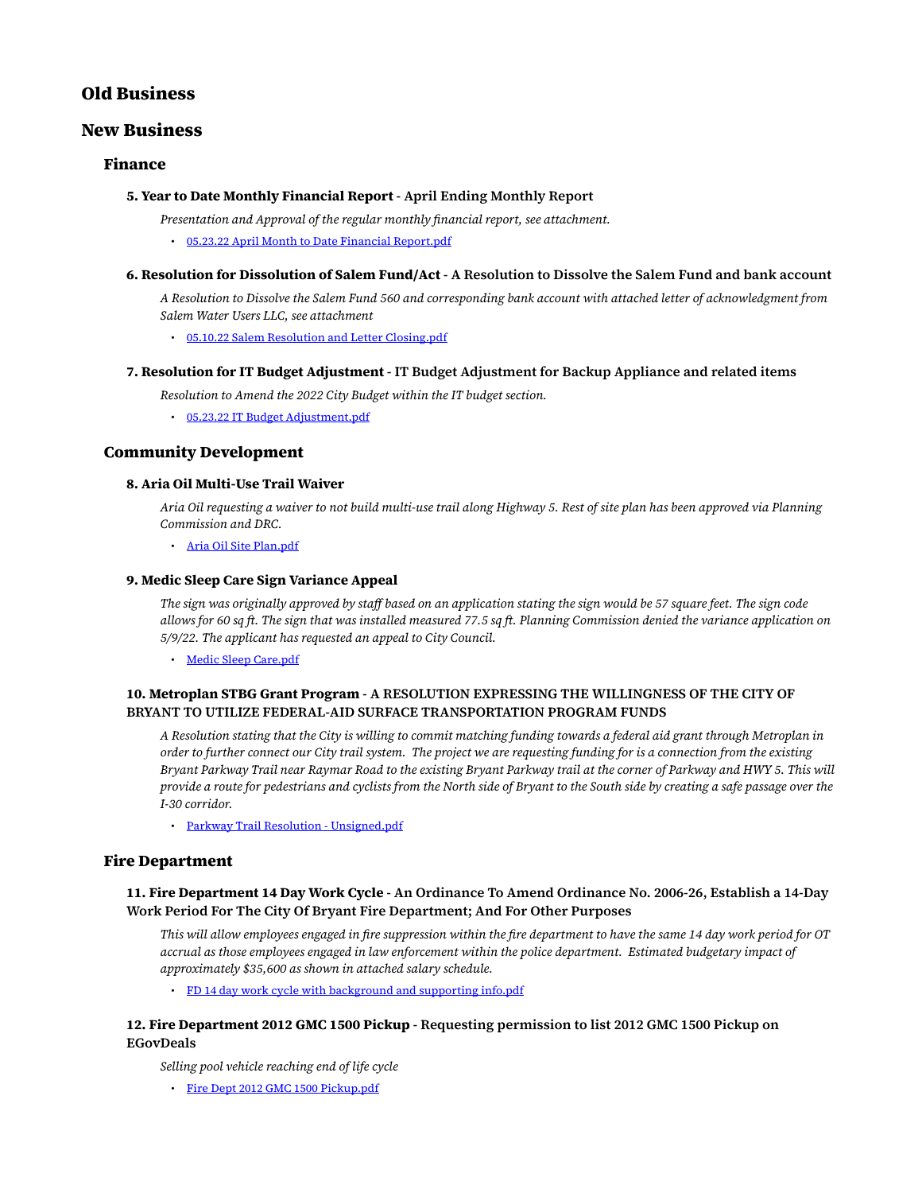## Old Business

## New Business

### Finance

#### 5. Year to Date Monthly Financial Report - April Ending Monthly Report

*Presentation and Approval of the regular monthly financial report, see attachment.*

- 05.23.22 April Month to Date Financial Report.pdf

#### 6. Resolution for Dissolution of Salem Fund/Act - A Resolution to Dissolve the Salem Fund and bank account

*A Resolution to Dissolve the Salem Fund 560 and corresponding bank account with attached letter of acknowledgment from Salem Water Users LLC, see attachment*

- 05.10.22 Salem Resolution and Letter Closing.pdf

#### 7. Resolution for IT Budget Adjustment - IT Budget Adjustment for Backup Appliance and related items

*Resolution to Amend the 2022 City Budget within the IT budget section.*

- 05.23.22 IT Budget Adjustment.pdf

### Community Development

#### 8. Aria Oil Multi-Use Trail Waiver

*Aria Oil requesting a waiver to not build multi-use trail along Highway 5. Rest of site plan has been approved via Planning Commission and DRC.*

- Aria Oil Site Plan.pdf

#### 9. Medic Sleep Care Sign Variance Appeal

*The sign was originally approved by staff based on an application stating the sign would be 57 square feet. The sign code allows for 60 sq ft. The sign that was installed measured 77.5 sq ft. Planning Commission denied the variance application on 5/9/22. The applicant has requested an appeal to City Council.*

- Medic Sleep Care.pdf

#### 10. Metroplan STBG Grant Program - A RESOLUTION EXPRESSING THE WILLINGNESS OF THE CITY OF BRYANT TO UTILIZE FEDERAL-AID SURFACE TRANSPORTATION PROGRAM FUNDS

*A Resolution stating that the City is willing to commit matching funding towards a federal aid grant through Metroplan in order to further connect our City trail system. The project we are requesting funding for is a connection from the existing Bryant Parkway Trail near Raymar Road to the existing Bryant Parkway trail at the corner of Parkway and HWY 5. This will provide a route for pedestrians and cyclists from the North side of Bryant to the South side by creating a safe passage over the I-30 corridor.*

- Parkway Trail Resolution - Unsigned.pdf

### Fire Department

#### 11. Fire Department 14 Day Work Cycle - An Ordinance To Amend Ordinance No. 2006-26, Establish a 14-Day Work Period For The City Of Bryant Fire Department; And For Other Purposes

*This will allow employees engaged in fire suppression within the fire department to have the same 14 day work period for OT accrual as those employees engaged in law enforcement within the police department. Estimated budgetary impact of approximately $35,600 as shown in attached salary schedule.*

- FD 14 day work cycle with background and supporting info.pdf

#### 12. Fire Department 2012 GMC 1500 Pickup - Requesting permission to list 2012 GMC 1500 Pickup on EGovDeals

*Selling pool vehicle reaching end of life cycle*

- Fire Dept 2012 GMC 1500 Pickup.pdf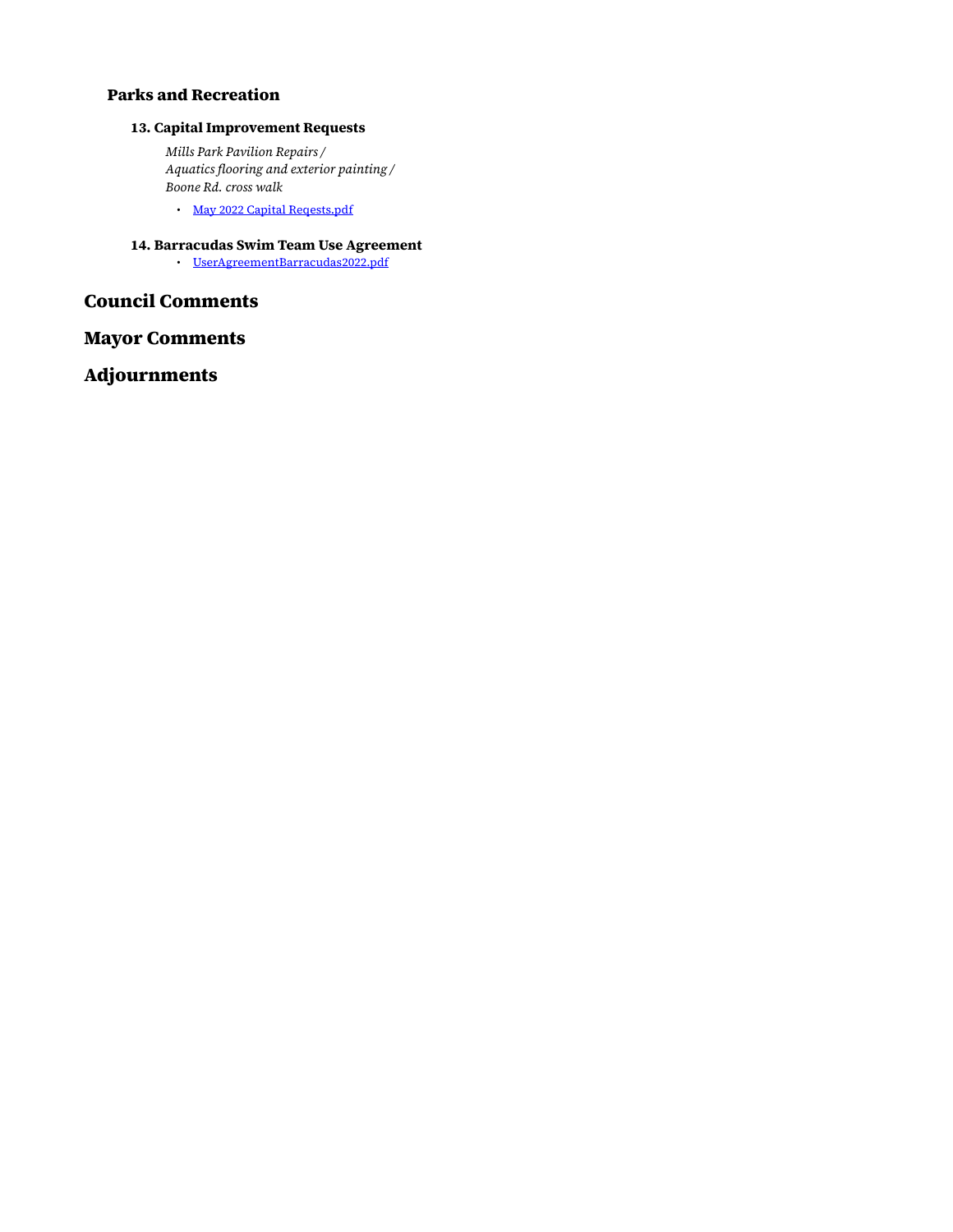### Parks and Recreation

#### 13. Capital Improvement Requests

*Mills Park Pavilion Repairs /*
*Aquatics flooring and exterior painting /*
*Boone Rd. cross walk*

- May 2022 Capital Reqests.pdf

#### 14. Barracudas Swim Team Use Agreement

- UserAgreementBarracudas2022.pdf

## Council Comments

## Mayor Comments

## Adjournments